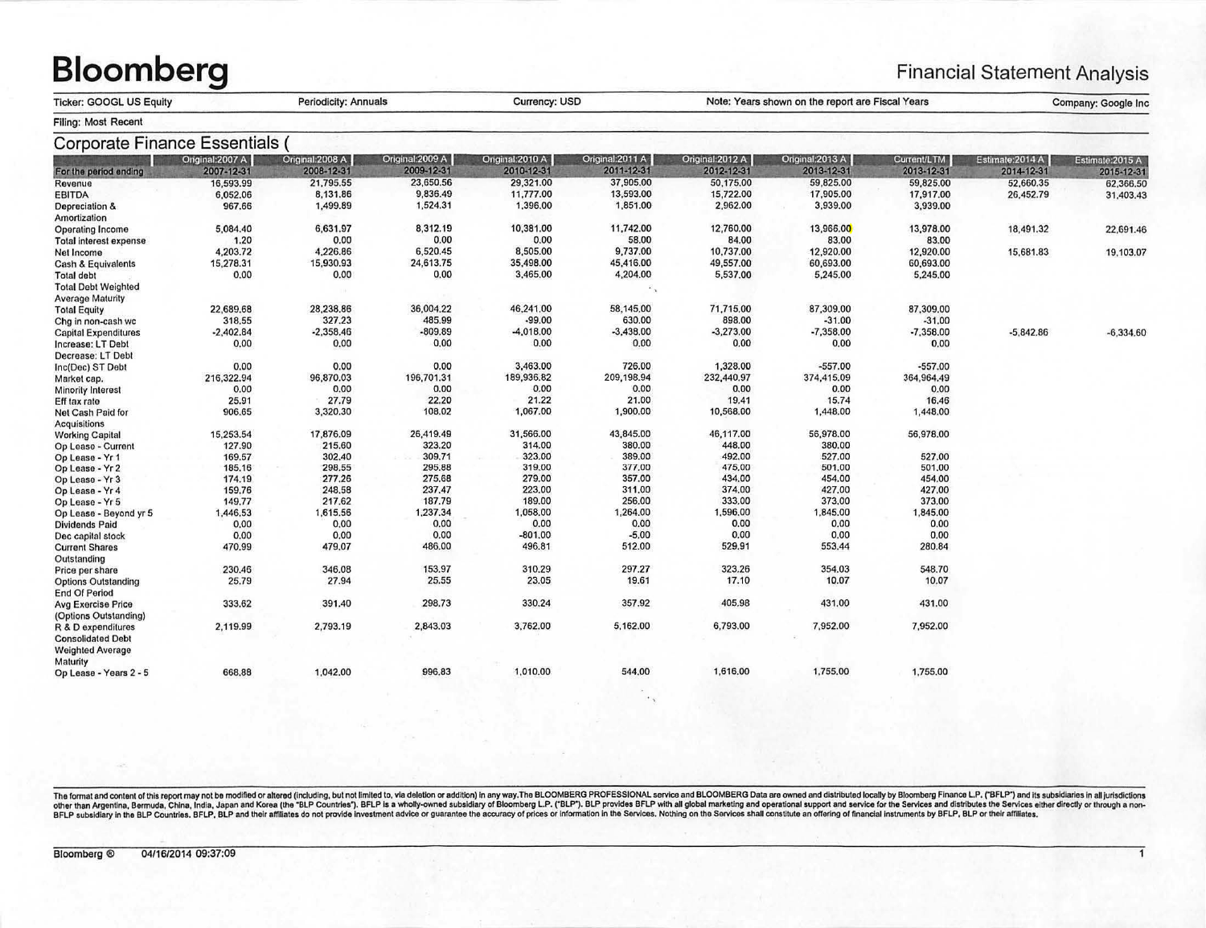# Bloomberg

## Financial Statement Analysis

Ticker: GOOGL US Equity | Periodicity: Annuals | Currency: USD | Note: Years shown on the report are Fiscal Years | Company: Google Inc

Filing: Most Recent

### Corporate Finance Essentials (

| | Original:2007 A | Original:2008 A | Original:2009 A | Original:2010 A | Original:2011 A | Original:2012 A | Original:2013 A | Current/LTM | Estimate:2014 A | Estimate:2015 A |
|---|---|---|---|---|---|---|---|---|---|---|
| For the period ending | 2007-12-31 | 2008-12-31 | 2009-12-31 | 2010-12-31 | 2011-12-31 | 2012-12-31 | 2013-12-31 | 2013-12-31 | 2014-12-31 | 2015-12-31 |
| Revenue | 16,593.99 | 21,795.55 | 23,650.56 | 29,321.00 | 37,905.00 | 50,175.00 | 59,825.00 | 59,825.00 | 52,660.35 | 62,366.50 |
| EBITDA | 6,052.06 | 8,131.86 | 9,836.49 | 11,777.00 | 13,593.00 | 15,722.00 | 17,905.00 | 17,917.00 | 26,452.79 | 31,403.43 |
| Depreciation & Amortization | 967.66 | 1,499.89 | 1,524.31 | 1,396.00 | 1,851.00 | 2,962.00 | 3,939.00 | 3,939.00 | | |
| Operating Income | 5,084.40 | 6,631.97 | 8,312.19 | 10,381.00 | 11,742.00 | 12,760.00 | 13,966.00 | 13,978.00 | 18,491.32 | 22,691.46 |
| Total interest expense | 1.20 | 0.00 | 0.00 | 0.00 | 58.00 | 84.00 | 83.00 | 83.00 | | |
| Net Income | 4,203.72 | 4,226.86 | 6,520.45 | 8,505.00 | 9,737.00 | 10,737.00 | 12,920.00 | 12,920.00 | 15,681.83 | 19,103.07 |
| Cash & Equivalents | 15,278.31 | 15,930.93 | 24,613.75 | 35,498.00 | 45,416.00 | 49,557.00 | 60,693.00 | 60,693.00 | | |
| Total debt | 0.00 | 0.00 | 0.00 | 3,465.00 | 4,204.00 | 5,537.00 | 5,245.00 | 5,245.00 | | |
| Total Debt Weighted Average Maturity | | | | | | | | | | |
| Total Equity | 22,689.68 | 28,238.86 | 36,004.22 | 46,241.00 | 58,145.00 | 71,715.00 | 87,309.00 | 87,309.00 | | |
| Chg in non-cash wc | 318.55 | 327.23 | 485.99 | -99.00 | 630.00 | 898.00 | -31.00 | -31.00 | | |
| Capital Expenditures | -2,402.84 | -2,358.46 | -809.89 | -4,018.00 | -3,438.00 | -3,273.00 | -7,358.00 | -7,358.00 | -5,842.86 | -6,334.60 |
| Increase: LT Debt Decrease: LT Debt | 0.00 | 0.00 | 0.00 | 0.00 | 0.00 | 0.00 | 0.00 | 0.00 | | |
| Inc(Dec) ST Debt | 0.00 | 0.00 | 0.00 | 3,463.00 | 726.00 | 1,328.00 | -557.00 | -557.00 | | |
| Market cap. | 216,322.94 | 96,870.03 | 196,701.31 | 189,936.82 | 209,198.94 | 232,440.97 | 374,415.09 | 364,964.49 | | |
| Minority Interest | 0.00 | 0.00 | 0.00 | 0.00 | 0.00 | 0.00 | 0.00 | 0.00 | | |
| Eff tax rate | 25.91 | 27.79 | 22.20 | 21.22 | 21.00 | 19.41 | 15.74 | 16.46 | | |
| Net Cash Paid for Acquisitions | 906.65 | 3,320.30 | 108.02 | 1,067.00 | 1,900.00 | 10,568.00 | 1,448.00 | 1,448.00 | | |
| Working Capital | 15,253.54 | 17,876.09 | 26,419.49 | 31,566.00 | 43,845.00 | 46,117.00 | 56,978.00 | 56,978.00 | | |
| Op Lease - Current | 127.90 | 215.60 | 323.20 | 314.00 | 380.00 | 448.00 | 380.00 | | | |
| Op Lease - Yr 1 | 169.57 | 302.40 | 309.71 | 323.00 | 389.00 | 492.00 | 527.00 | 527.00 | | |
| Op Lease - Yr 2 | 185.16 | 298.55 | 295.88 | 319.00 | 377.00 | 475.00 | 501.00 | 501.00 | | |
| Op Lease - Yr 3 | 174.19 | 277.26 | 275.68 | 279.00 | 357.00 | 434.00 | 454.00 | 454.00 | | |
| Op Lease - Yr 4 | 159.76 | 248.58 | 237.47 | 223.00 | 311.00 | 374.00 | 427.00 | 427.00 | | |
| Op Lease - Yr 5 | 149.77 | 217.62 | 187.79 | 189.00 | 256.00 | 333.00 | 373.00 | 373.00 | | |
| Op Lease - Beyond yr 5 | 1,446.53 | 1,615.56 | 1,237.34 | 1,058.00 | 1,264.00 | 1,596.00 | 1,845.00 | 1,845.00 | | |
| Dividends Paid | 0.00 | 0.00 | 0.00 | 0.00 | 0.00 | 0.00 | 0.00 | 0.00 | | |
| Dec capital stock | 0.00 | 0.00 | 0.00 | -801.00 | -5.00 | 0.00 | 0.00 | 0.00 | | |
| Current Shares Outstanding | 470.99 | 479.07 | 486.00 | 496.81 | 512.00 | 529.91 | 553.44 | 280.84 | | |
| Price per share | 230.46 | 346.08 | 153.97 | 310.29 | 297.27 | 323.26 | 354.03 | 548.70 | | |
| Options Outstanding End Of Period | 25.79 | 27.94 | 25.55 | 23.05 | 19.61 | 17.10 | 10.07 | 10.07 | | |
| Avg Exercise Price (Options Outstanding) | 333.62 | 391.40 | 298.73 | 330.24 | 357.92 | 405.98 | 431.00 | 431.00 | | |
| R & D expenditures | 2,119.99 | 2,793.19 | 2,843.03 | 3,762.00 | 5,162.00 | 6,793.00 | 7,952.00 | 7,952.00 | | |
| Consolidated Debt Weighted Average Maturity | | | | | | | | | | |
| Op Lease - Years 2 - 5 | 668.88 | 1,042.00 | 996.83 | 1,010.00 | 544.00 | 1,616.00 | 1,755.00 | 1,755.00 | | |

The format and content of this report may not be modified or altered (including, but not limited to, via deletion or addition) in any way.The BLOOMBERG PROFESSIONAL service and BLOOMBERG Data are owned and distributed locally by Bloomberg Finance L.P. ("BFLP") and its subsidiaries in all jurisdictions other than Argentina, Bermuda, China, India, Japan and Korea (the "BLP Countries"). BFLP is a wholly-owned subsidiary of Bloomberg L.P. ("BLP"). BLP provides BFLP with all global marketing and operational support and service for the Services and distributes the Services either directly or through a non-BFLP subsidiary in the BLP Countries. BFLP, BLP and their affiliates do not provide investment advice or guarantee the accuracy of prices or information in the Services. Nothing on the Services shall constitute an offering of financial instruments by BFLP, BLP or their affiliates.

Bloomberg ® 04/16/2014 09:37:09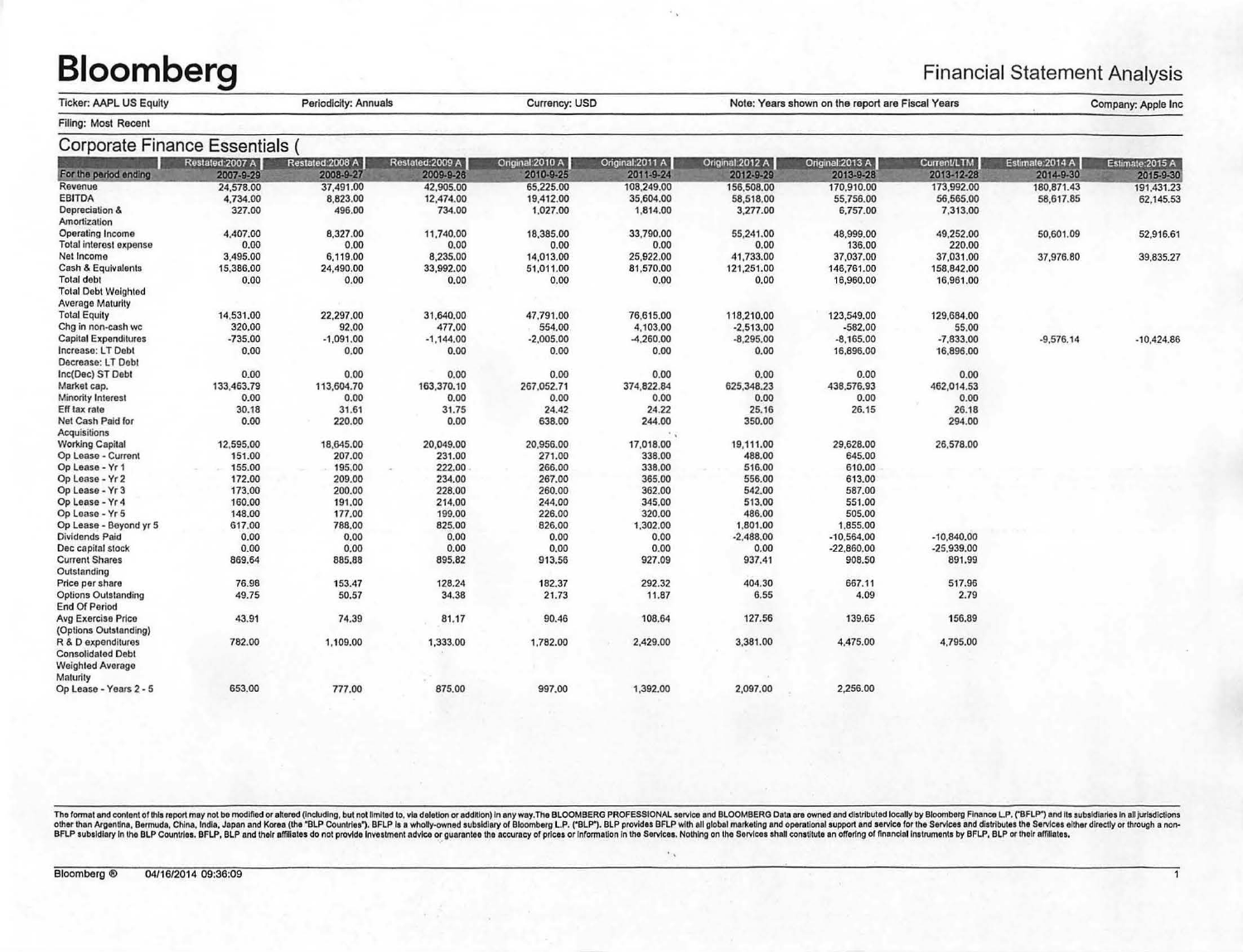# Bloomberg

## Financial Statement Analysis

Ticker: AAPL US Equity | Periodicity: Annuals | Currency: USD | Note: Years shown on the report are Fiscal Years | Company: Apple Inc

Filing: Most Recent

### Corporate Finance Essentials (

| For the period ending | Restated:2007 A<br>2007-9-29 | Restated:2008 A<br>2008-9-27 | Restated:2009 A<br>2009-9-26 | Original:2010 A<br>2010-9-25 | Original:2011 A<br>2011-9-24 | Original:2012 A<br>2012-9-29 | Original:2013 A<br>2013-9-28 | Current/LTM<br>2013-12-28 | Estimate:2014 A<br>2014-9-30 | Estimate:2015 A<br>2015-9-30 |
|---|---|---|---|---|---|---|---|---|---|---|
| Revenue | 24,578.00 | 37,491.00 | 42,905.00 | 65,225.00 | 108,249.00 | 156,508.00 | 170,910.00 | 173,992.00 | 180,871.43 | 191,431.23 |
| EBITDA | 4,734.00 | 8,823.00 | 12,474.00 | 19,412.00 | 35,604.00 | 58,518.00 | 55,756.00 | 56,565.00 | 58,617.85 | 62,145.53 |
| Depreciation & Amortization | 327.00 | 496.00 | 734.00 | 1,027.00 | 1,814.00 | 3,277.00 | 6,757.00 | 7,313.00 | | |
| Operating Income | 4,407.00 | 8,327.00 | 11,740.00 | 18,385.00 | 33,790.00 | 55,241.00 | 48,999.00 | 49,252.00 | 50,601.09 | 52,916.61 |
| Total interest expense | 0.00 | 0.00 | 0.00 | 0.00 | 0.00 | 0.00 | 136.00 | 220.00 | | |
| Net Income | 3,495.00 | 6,119.00 | 8,235.00 | 14,013.00 | 25,922.00 | 41,733.00 | 37,037.00 | 37,031.00 | 37,976.80 | 39,835.27 |
| Cash & Equivalents | 15,386.00 | 24,490.00 | 33,992.00 | 51,011.00 | 81,570.00 | 121,251.00 | 146,761.00 | 158,842.00 | | |
| Total debt | 0.00 | 0.00 | 0.00 | 0.00 | 0.00 | 0.00 | 16,960.00 | 16,961.00 | | |
| Total Debt Weighted Average Maturity | | | | | | | | | | |
| Total Equity | 14,531.00 | 22,297.00 | 31,640.00 | 47,791.00 | 76,615.00 | 118,210.00 | 123,549.00 | 129,684.00 | | |
| Chg in non-cash wc | 320.00 | 92.00 | 477.00 | 554.00 | 4,103.00 | -2,513.00 | -582.00 | 55.00 | | |
| Capital Expenditures | -735.00 | -1,091.00 | -1,144.00 | -2,005.00 | -4,260.00 | -8,295.00 | -8,165.00 | -7,833.00 | -9,576.14 | -10,424.86 |
| Increase: LT Debt | 0.00 | 0.00 | 0.00 | 0.00 | 0.00 | 0.00 | 16,896.00 | 16,896.00 | | |
| Decrease: LT Debt | | | | | | | | | | |
| Inc(Dec) ST Debt | 0.00 | 0.00 | 0.00 | 0.00 | 0.00 | 0.00 | 0.00 | 0.00 | | |
| Market cap. | 133,463.79 | 113,604.70 | 163,370.10 | 267,052.71 | 374,822.84 | 625,348.23 | 438,576.93 | 462,014.53 | | |
| Minority Interest | 0.00 | 0.00 | 0.00 | 0.00 | 0.00 | 0.00 | 0.00 | 0.00 | | |
| Eff tax rate | 30.18 | 31.61 | 31.75 | 24.42 | 24.22 | 25.16 | 26.15 | 26.18 | | |
| Net Cash Paid for Acquisitions | 0.00 | 220.00 | 0.00 | 638.00 | 244.00 | 350.00 | | 294.00 | | |
| Working Capital | 12,595.00 | 18,645.00 | 20,049.00 | 20,956.00 | 17,018.00 | 19,111.00 | 29,628.00 | 26,578.00 | | |
| Op Lease - Current | 151.00 | 207.00 | 231.00 | 271.00 | 338.00 | 488.00 | 645.00 | | | |
| Op Lease - Yr 1 | 155.00 | 195.00 | 222.00 | 266.00 | 338.00 | 516.00 | 610.00 | | | |
| Op Lease - Yr 2 | 172.00 | 209.00 | 234.00 | 267.00 | 365.00 | 556.00 | 613.00 | | | |
| Op Lease - Yr 3 | 173.00 | 200.00 | 228.00 | 260.00 | 362.00 | 542.00 | 587.00 | | | |
| Op Lease - Yr 4 | 160.00 | 191.00 | 214.00 | 244.00 | 345.00 | 513.00 | 551.00 | | | |
| Op Lease - Yr 5 | 148.00 | 177.00 | 199.00 | 226.00 | 320.00 | 486.00 | 505.00 | | | |
| Op Lease - Beyond yr 5 | 617.00 | 788.00 | 825.00 | 826.00 | 1,302.00 | 1,801.00 | 1,855.00 | | | |
| Dividends Paid | 0.00 | 0.00 | 0.00 | 0.00 | 0.00 | -2,488.00 | -10,564.00 | -10,840.00 | | |
| Dec capital stock | 0.00 | 0.00 | 0.00 | 0.00 | 0.00 | 0.00 | -22,860.00 | -25,939.00 | | |
| Current Shares Outstanding | 869.64 | 885.88 | 895.82 | 913.56 | 927.09 | 937.41 | 908.50 | 891.99 | | |
| Price per share | 76.98 | 153.47 | 128.24 | 182.37 | 292.32 | 404.30 | 667.11 | 517.96 | | |
| Options Outstanding End Of Period | 49.75 | 50.57 | 34.38 | 21.73 | 11.87 | 6.55 | 4.09 | 2.79 | | |
| Avg Exercise Price (Options Outstanding) | 43.91 | 74.39 | 81.17 | 90.46 | 108.64 | 127.56 | 139.65 | 156.89 | | |
| R & D expenditures | 782.00 | 1,109.00 | 1,333.00 | 1,782.00 | 2,429.00 | 3,381.00 | 4,475.00 | 4,795.00 | | |
| Consolidated Debt Weighted Average Maturity | | | | | | | | | | |
| Op Lease - Years 2 - 5 | 653.00 | 777.00 | 875.00 | 997.00 | 1,392.00 | 2,097.00 | 2,256.00 | | | |

The format and content of this report may not be modified or altered (including, but not limited to, via deletion or addition) in any way. The BLOOMBERG PROFESSIONAL service and BLOOMBERG Data are owned and distributed locally by Bloomberg Finance L.P. ("BFLP") and its subsidiaries in all jurisdictions other than Argentina, Bermuda, China, India, Japan and Korea (the "BLP Countries"). BFLP is a wholly-owned subsidiary of Bloomberg L.P. ("BLP"). BLP provides BFLP with all global marketing and operational support and service for the Services and distributes the Services either directly or through a non-BFLP subsidiary in the BLP Countries. BFLP, BLP and their affiliates do not provide investment advice or guarantee the accuracy of prices or information in the Services. Nothing on the Services shall constitute an offering of financial instruments by BFLP, BLP or their affiliates.

Bloomberg ® 04/16/2014 09:36:09